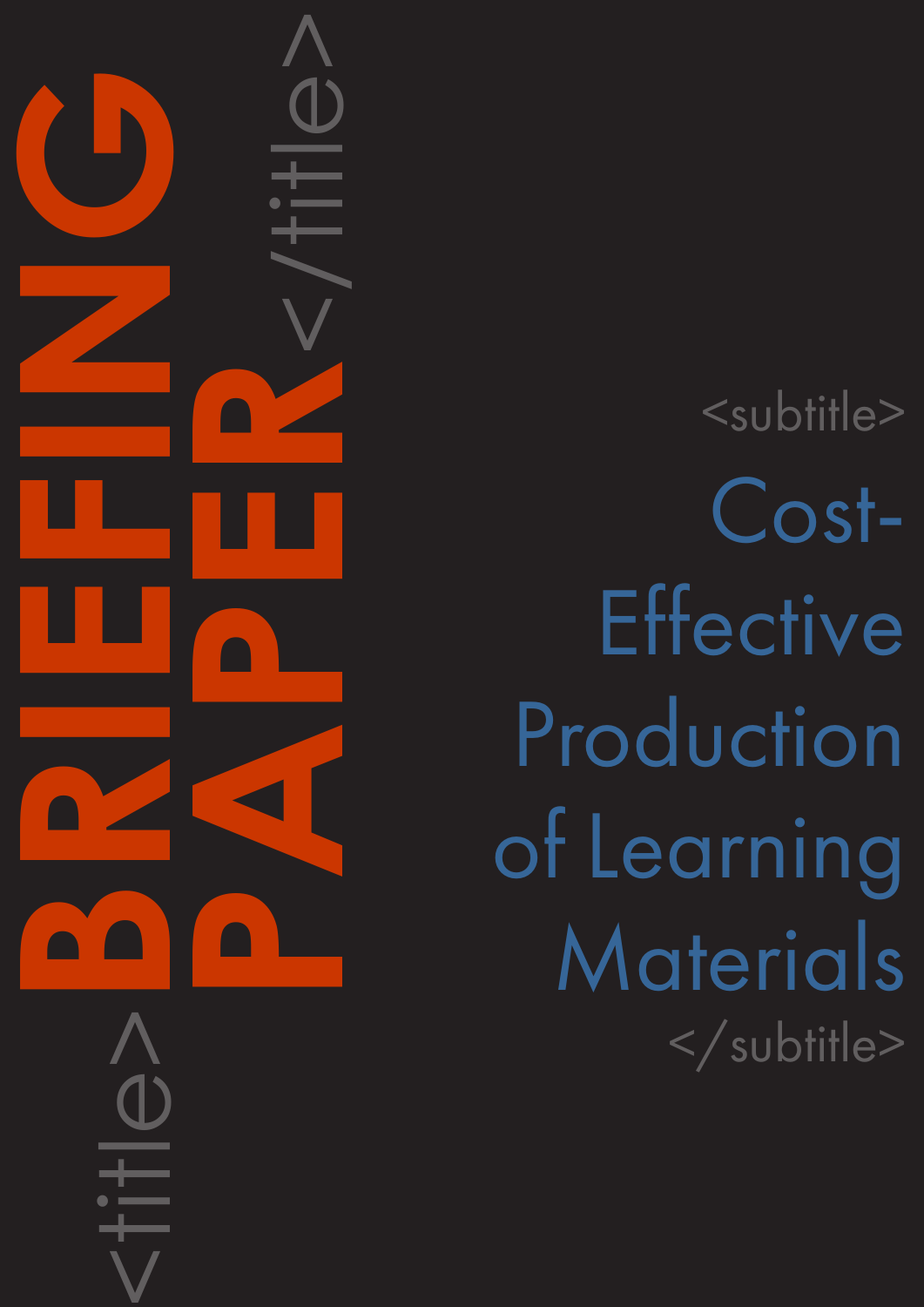# BRIEFING PAPER

## Cost-Effective Production of Learning Materials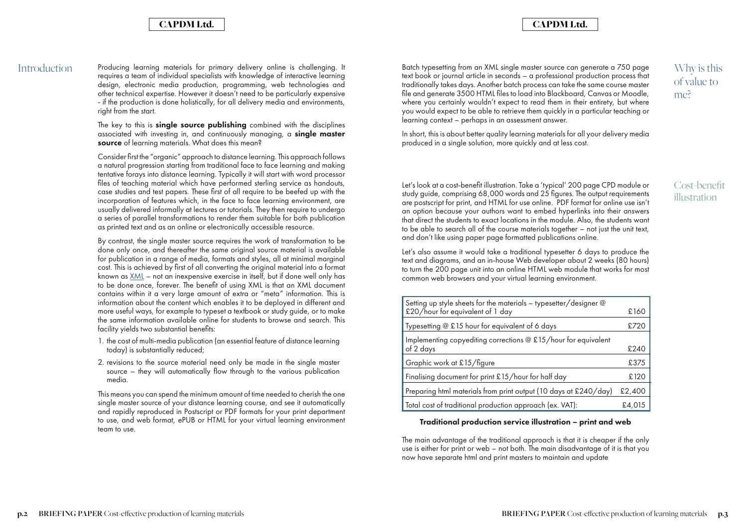## Introduction

Producing learning materials for primary delivery online is challenging. It requires a team of individual specialists with knowledge of interactive learning design, electronic media production, programming, web technologies and other technical expertise. However it doesn't need to be particularly expensive - if the production is done holistically, for all delivery media and environments, right from the start.

The key to this is **single source publishing** combined with the disciplines associated with investing in, and continuously managing, a **single master source** of learning materials. What does this mean?

Consider first the "organic" approach to distance learning. This approach follows a natural progression starting from traditional face to face learning and making tentative forays into distance learning. Typically it will start with word processor files of teaching material which have performed sterling service as handouts, case studies and test papers. These first of all require to be beefed up with the incorporation of features which, in the face to face learning environment, are usually delivered informally at lectures or tutorials. They then require to undergo a series of parallel transformations to render them suitable for both publication as printed text and as an online or electronically accessible resource.

By contrast, the single master source requires the work of transformation to be done only once, and thereafter the same original source material is available for publication in a range of media, formats and styles, all at minimal marginal cost. This is achieved by first of all converting the original material into a format known as XML – not an inexpensive exercise in itself, but if done well only has to be done once, forever. The benefit of using XML is that an XML document contains within it a very large amount of extra or "meta" information. This is information about the content which enables it to be deployed in different and more useful ways, for example to typeset a textbook or study guide, or to make the same information available online for students to browse and search. This facility yields two substantial benefits:

1. the cost of multi-media publication (an essential feature of distance learning today) is substantially reduced;
2. revisions to the source material need only be made in the single master source – they will automatically flow through to the various publication media.

This means you can spend the minimum amount of time needed to cherish the one single master source of your distance learning course, and see it automatically and rapidly reproduced in Postscript or PDF formats for your print department to use, and web format, ePUB or HTML for your virtual learning environment team to use.

## Why is this of value to me?

Batch typesetting from an XML single master source can generate a 750 page text book or journal article in seconds – a professional production process that traditionally takes days. Another batch process can take the same course master file and generate 3500 HTML files to load into Blackboard, Canvas or Moodle, where you certainly wouldn't expect to read them in their entirety, but where you would expect to be able to retrieve them quickly in a particular teaching or learning context – perhaps in an assessment answer.

In short, this is about better quality learning materials for all your delivery media produced in a single solution, more quickly and at less cost.

## Cost-benefit illustration

Let's look at a cost-benefit illustration. Take a 'typical' 200 page CPD module or study guide, comprising 68,000 words and 25 figures. The output requirements are postscript for print, and HTML for use online. PDF format for online use isn't an option because your authors want to embed hyperlinks into their answers that direct the students to exact locations in the module. Also, the students want to be able to search all of the course materials together – not just the unit text, and don't like using paper page formatted publications online.

Let's also assume it would take a traditional typesetter 6 days to produce the text and diagrams, and an in-house Web developer about 2 weeks (80 hours) to turn the 200 page unit into an online HTML web module that works for most common web browsers and your virtual learning environment.

| Item | Cost |
|---|---|
| Setting up style sheets for the materials – typesetter/designer @ £20/hour for equivalent of 1 day | £160 |
| Typesetting @ £15 hour for equivalent of 6 days | £720 |
| Implementing copyediting corrections @ £15/hour for equivalent of 2 days | £240 |
| Graphic work at £15/figure | £375 |
| Finalising document for print £15/hour for half day | £120 |
| Preparing html materials from print output (10 days at £240/day) | £2,400 |
| Total cost of traditional production approach (ex. VAT): | £4,015 |

**Traditional production service illustration – print and web**

The main advantage of the traditional approach is that it is cheaper if the only use is either for print or web – not both. The main disadvantage of it is that you now have separate html and print masters to maintain and update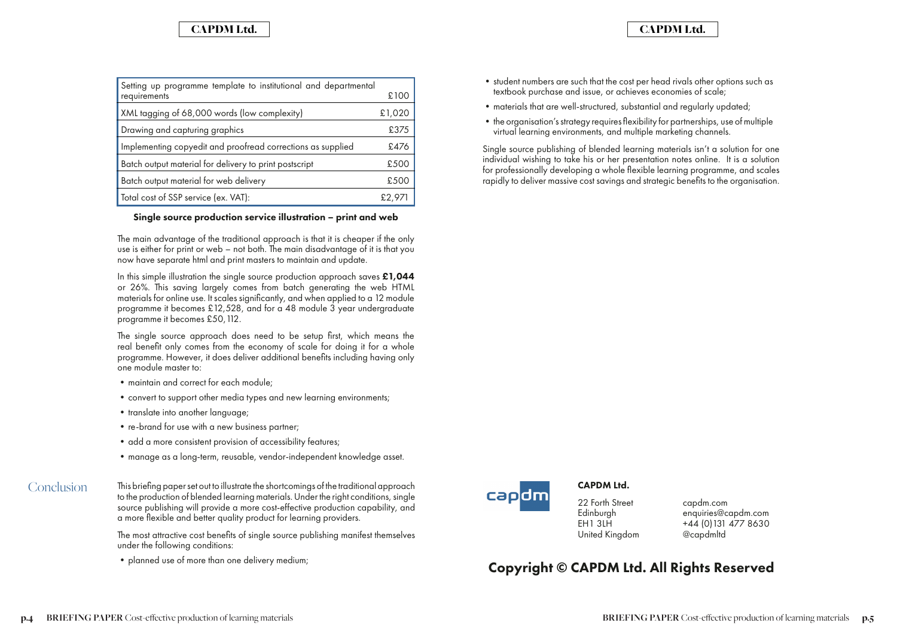| | |
|---|---|
| Setting up programme template to institutional and departmental requirements | £100 |
| XML tagging of 68,000 words (low complexity) | £1,020 |
| Drawing and capturing graphics | £375 |
| Implementing copyedit and proofread corrections as supplied | £476 |
| Batch output material for delivery to print postscript | £500 |
| Batch output material for web delivery | £500 |
| Total cost of SSP service (ex. VAT): | £2,971 |

**Single source production service illustration – print and web**

The main advantage of the traditional approach is that it is cheaper if the only use is either for print or web – not both. The main disadvantage of it is that you now have separate html and print masters to maintain and update.

In this simple illustration the single source production approach saves **£1,044** or 26%. This saving largely comes from batch generating the web HTML materials for online use. It scales significantly, and when applied to a 12 module programme it becomes £12,528, and for a 48 module 3 year undergraduate programme it becomes £50,112.

The single source approach does need to be setup first, which means the real benefit only comes from the economy of scale for doing it for a whole programme. However, it does deliver additional benefits including having only one module master to:

- maintain and correct for each module;
- convert to support other media types and new learning environments;
- translate into another language;
- re-brand for use with a new business partner;
- add a more consistent provision of accessibility features;
- manage as a long-term, reusable, vendor-independent knowledge asset.

## Conclusion

This briefing paper set out to illustrate the shortcomings of the traditional approach to the production of blended learning materials. Under the right conditions, single source publishing will provide a more cost-effective production capability, and a more flexible and better quality product for learning providers.

The most attractive cost benefits of single source publishing manifest themselves under the following conditions:

- planned use of more than one delivery medium;
- student numbers are such that the cost per head rivals other options such as textbook purchase and issue, or achieves economies of scale;
- materials that are well-structured, substantial and regularly updated;
- the organisation's strategy requires flexibility for partnerships, use of multiple virtual learning environments, and multiple marketing channels.

Single source publishing of blended learning materials isn't a solution for one individual wishing to take his or her presentation notes online. It is a solution for professionally developing a whole flexible learning programme, and scales rapidly to deliver massive cost savings and strategic benefits to the organisation.

**CAPDM Ltd.**

22 Forth Street
Edinburgh
EH1 3LH
United Kingdom

capdm.com
enquiries@capdm.com
+44 (0)131 477 8630
@capdmltd

**Copyright © CAPDM Ltd. All Rights Reserved**